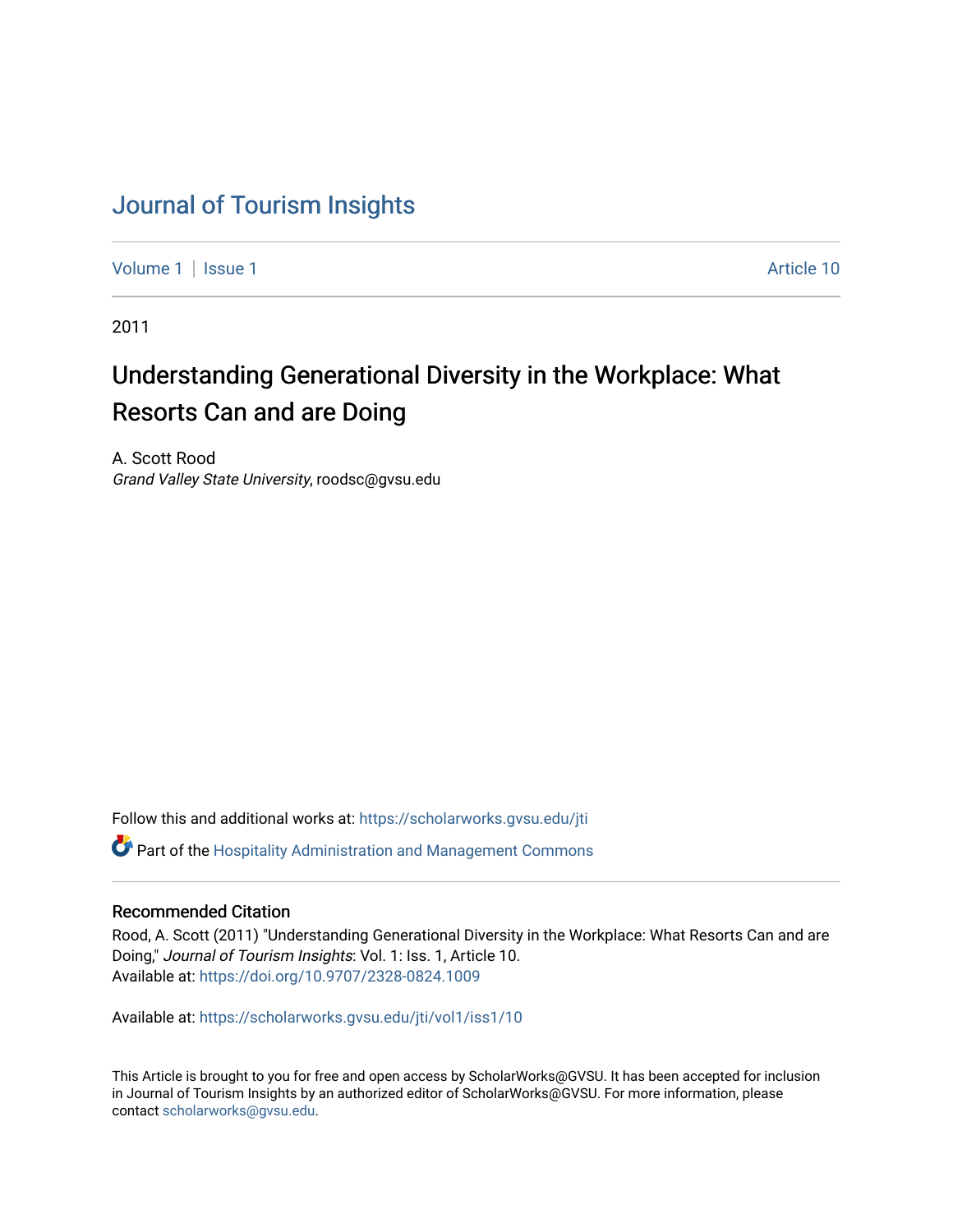# Journal of Tourism Insights

Volume 1 | Issue 1 Article 10

2011

## Understanding Generational Diversity in the Workplace: What Resorts Can and are Doing

A. Scott Rood
*Grand Valley State University*, roodsc@gvsu.edu

Follow this and additional works at: https://scholarworks.gvsu.edu/jti

Part of the Hospitality Administration and Management Commons

### Recommended Citation

Rood, A. Scott (2011) "Understanding Generational Diversity in the Workplace: What Resorts Can and are Doing," *Journal of Tourism Insights*: Vol. 1: Iss. 1, Article 10.
Available at: https://doi.org/10.9707/2328-0824.1009

Available at: https://scholarworks.gvsu.edu/jti/vol1/iss1/10

This Article is brought to you for free and open access by ScholarWorks@GVSU. It has been accepted for inclusion in Journal of Tourism Insights by an authorized editor of ScholarWorks@GVSU. For more information, please contact scholarworks@gvsu.edu.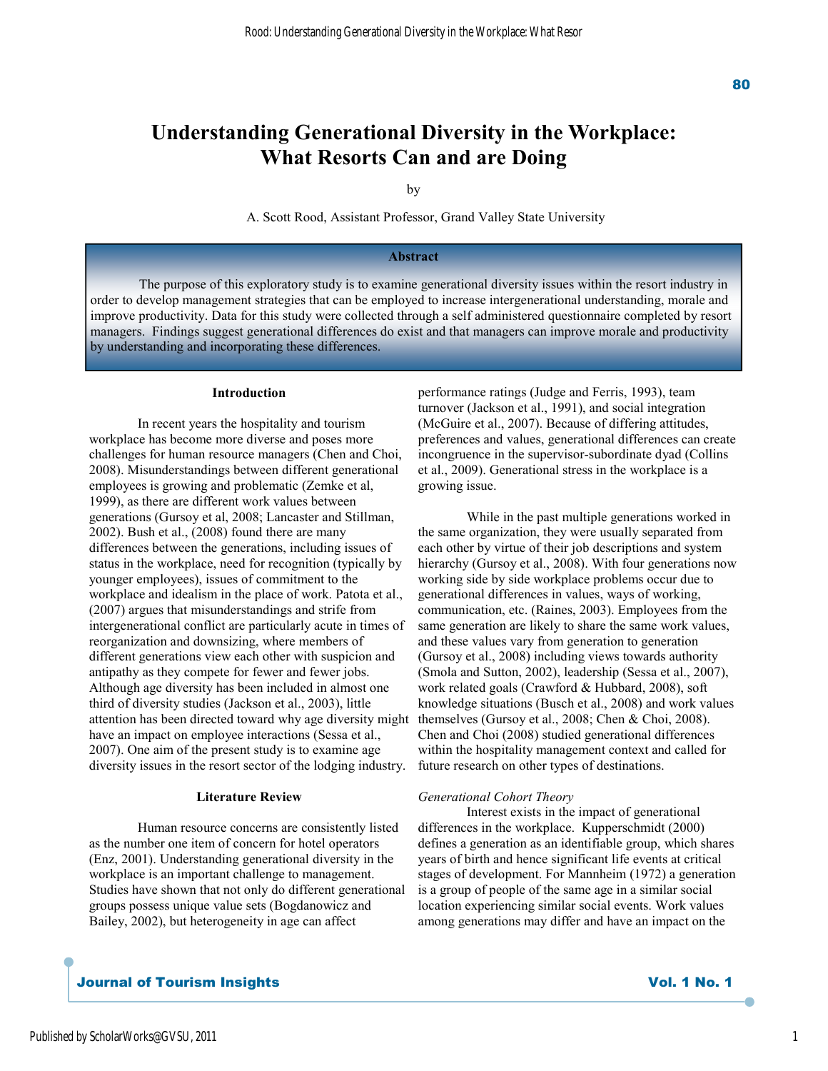# Understanding Generational Diversity in the Workplace: What Resorts Can and are Doing

by

A. Scott Rood, Assistant Professor, Grand Valley State University

**Abstract**

The purpose of this exploratory study is to examine generational diversity issues within the resort industry in order to develop management strategies that can be employed to increase intergenerational understanding, morale and improve productivity. Data for this study were collected through a self administered questionnaire completed by resort managers. Findings suggest generational differences do exist and that managers can improve morale and productivity by understanding and incorporating these differences.

## Introduction

In recent years the hospitality and tourism workplace has become more diverse and poses more challenges for human resource managers (Chen and Choi, 2008). Misunderstandings between different generational employees is growing and problematic (Zemke et al, 1999), as there are different work values between generations (Gursoy et al, 2008; Lancaster and Stillman, 2002). Bush et al., (2008) found there are many differences between the generations, including issues of status in the workplace, need for recognition (typically by younger employees), issues of commitment to the workplace and idealism in the place of work. Patota et al., (2007) argues that misunderstandings and strife from intergenerational conflict are particularly acute in times of reorganization and downsizing, where members of different generations view each other with suspicion and antipathy as they compete for fewer and fewer jobs. Although age diversity has been included in almost one third of diversity studies (Jackson et al., 2003), little attention has been directed toward why age diversity might have an impact on employee interactions (Sessa et al., 2007). One aim of the present study is to examine age diversity issues in the resort sector of the lodging industry.

## Literature Review

Human resource concerns are consistently listed as the number one item of concern for hotel operators (Enz, 2001). Understanding generational diversity in the workplace is an important challenge to management. Studies have shown that not only do different generational groups possess unique value sets (Bogdanowicz and Bailey, 2002), but heterogeneity in age can affect performance ratings (Judge and Ferris, 1993), team turnover (Jackson et al., 1991), and social integration (McGuire et al., 2007). Because of differing attitudes, preferences and values, generational differences can create incongruence in the supervisor-subordinate dyad (Collins et al., 2009). Generational stress in the workplace is a growing issue.

While in the past multiple generations worked in the same organization, they were usually separated from each other by virtue of their job descriptions and system hierarchy (Gursoy et al., 2008). With four generations now working side by side workplace problems occur due to generational differences in values, ways of working, communication, etc. (Raines, 2003). Employees from the same generation are likely to share the same work values, and these values vary from generation to generation (Gursoy et al., 2008) including views towards authority (Smola and Sutton, 2002), leadership (Sessa et al., 2007), work related goals (Crawford & Hubbard, 2008), soft knowledge situations (Busch et al., 2008) and work values themselves (Gursoy et al., 2008; Chen & Choi, 2008). Chen and Choi (2008) studied generational differences within the hospitality management context and called for future research on other types of destinations.

### *Generational Cohort Theory*

Interest exists in the impact of generational differences in the workplace. Kupperschmidt (2000) defines a generation as an identifiable group, which shares years of birth and hence significant life events at critical stages of development. For Mannheim (1972) a generation is a group of people of the same age in a similar social location experiencing similar social events. Work values among generations may differ and have an impact on the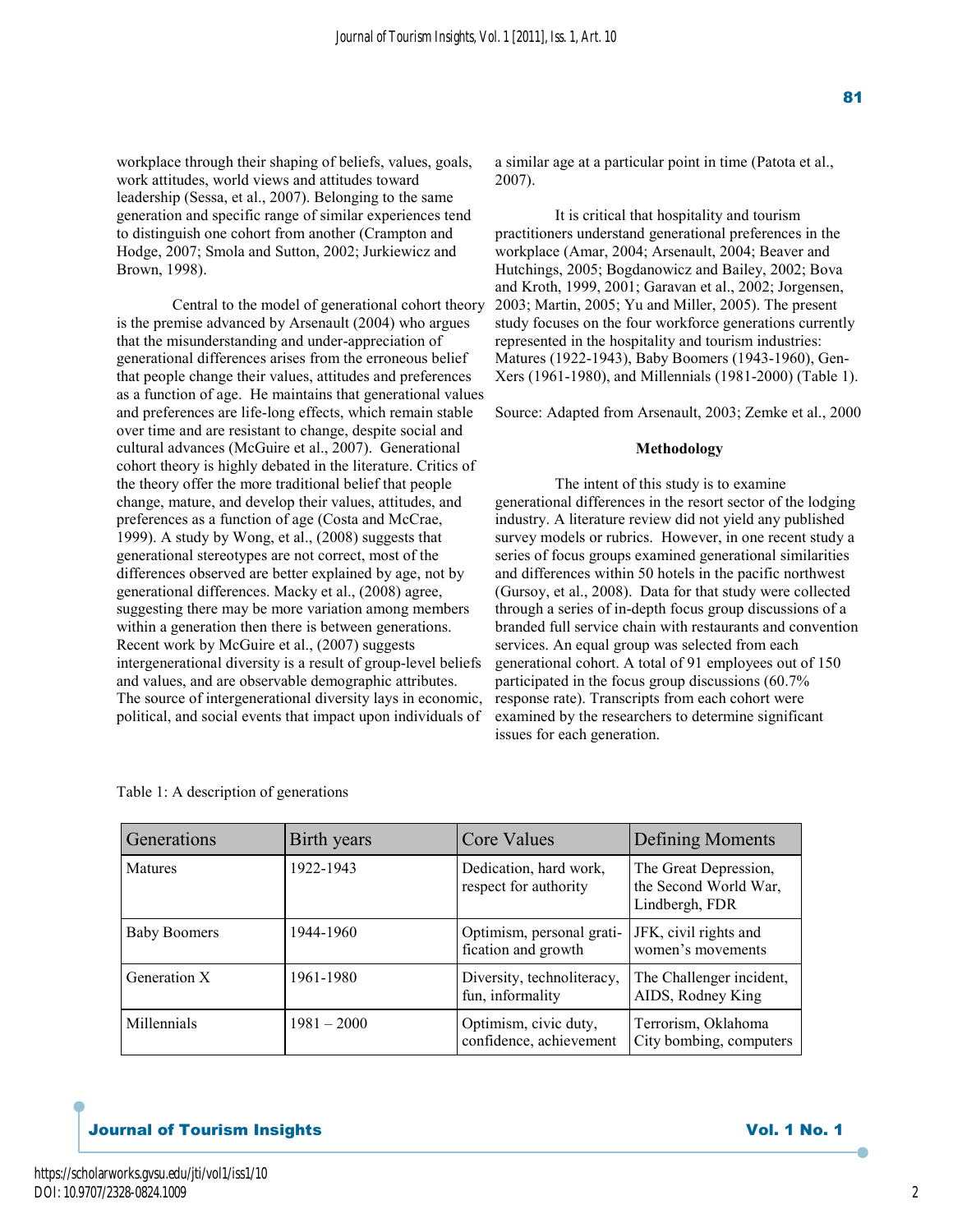workplace through their shaping of beliefs, values, goals, work attitudes, world views and attitudes toward leadership (Sessa, et al., 2007). Belonging to the same generation and specific range of similar experiences tend to distinguish one cohort from another (Crampton and Hodge, 2007; Smola and Sutton, 2002; Jurkiewicz and Brown, 1998).

Central to the model of generational cohort theory is the premise advanced by Arsenault (2004) who argues that the misunderstanding and under-appreciation of generational differences arises from the erroneous belief that people change their values, attitudes and preferences as a function of age. He maintains that generational values and preferences are life-long effects, which remain stable over time and are resistant to change, despite social and cultural advances (McGuire et al., 2007). Generational cohort theory is highly debated in the literature. Critics of the theory offer the more traditional belief that people change, mature, and develop their values, attitudes, and preferences as a function of age (Costa and McCrae, 1999). A study by Wong, et al., (2008) suggests that generational stereotypes are not correct, most of the differences observed are better explained by age, not by generational differences. Macky et al., (2008) agree, suggesting there may be more variation among members within a generation then there is between generations. Recent work by McGuire et al., (2007) suggests intergenerational diversity is a result of group-level beliefs and values, and are observable demographic attributes. The source of intergenerational diversity lays in economic, political, and social events that impact upon individuals of a similar age at a particular point in time (Patota et al., 2007).

It is critical that hospitality and tourism practitioners understand generational preferences in the workplace (Amar, 2004; Arsenault, 2004; Beaver and Hutchings, 2005; Bogdanowicz and Bailey, 2002; Bova and Kroth, 1999, 2001; Garavan et al., 2002; Jorgensen, 2003; Martin, 2005; Yu and Miller, 2005). The present study focuses on the four workforce generations currently represented in the hospitality and tourism industries: Matures (1922-1943), Baby Boomers (1943-1960), Gen-Xers (1961-1980), and Millennials (1981-2000) (Table 1).

Table 1: A description of generations

| Generations | Birth years | Core Values | Defining Moments |
|---|---|---|---|
| Matures | 1922-1943 | Dedication, hard work, respect for authority | The Great Depression, the Second World War, Lindbergh, FDR |
| Baby Boomers | 1944-1960 | Optimism, personal gratification and growth | JFK, civil rights and women's movements |
| Generation X | 1961-1980 | Diversity, technoliteracy, fun, informality | The Challenger incident, AIDS, Rodney King |
| Millennials | 1981 – 2000 | Optimism, civic duty, confidence, achievement | Terrorism, Oklahoma City bombing, computers |

Source: Adapted from Arsenault, 2003; Zemke et al., 2000

## Methodology

The intent of this study is to examine generational differences in the resort sector of the lodging industry. A literature review did not yield any published survey models or rubrics. However, in one recent study a series of focus groups examined generational similarities and differences within 50 hotels in the pacific northwest (Gursoy, et al., 2008). Data for that study were collected through a series of in-depth focus group discussions of a branded full service chain with restaurants and convention services. An equal group was selected from each generational cohort. A total of 91 employees out of 150 participated in the focus group discussions (60.7% response rate). Transcripts from each cohort were examined by the researchers to determine significant issues for each generation.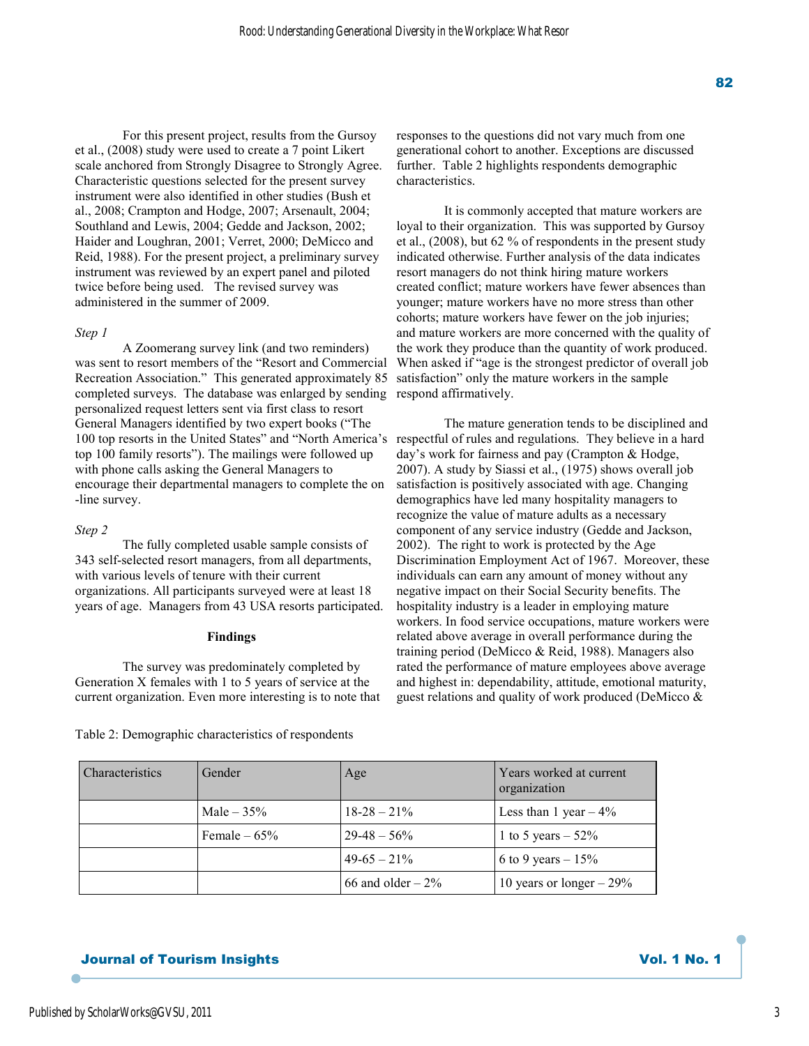For this present project, results from the Gursoy et al., (2008) study were used to create a 7 point Likert scale anchored from Strongly Disagree to Strongly Agree. Characteristic questions selected for the present survey instrument were also identified in other studies (Bush et al., 2008; Crampton and Hodge, 2007; Arsenault, 2004; Southland and Lewis, 2004; Gedde and Jackson, 2002; Haider and Loughran, 2001; Verret, 2000; DeMicco and Reid, 1988). For the present project, a preliminary survey instrument was reviewed by an expert panel and piloted twice before being used. The revised survey was administered in the summer of 2009.

*Step 1*

A Zoomerang survey link (and two reminders) was sent to resort members of the "Resort and Commercial Recreation Association." This generated approximately 85 completed surveys. The database was enlarged by sending personalized request letters sent via first class to resort General Managers identified by two expert books ("The 100 top resorts in the United States" and "North America's top 100 family resorts"). The mailings were followed up with phone calls asking the General Managers to encourage their departmental managers to complete the on-line survey.

*Step 2*

The fully completed usable sample consists of 343 self-selected resort managers, from all departments, with various levels of tenure with their current organizations. All participants surveyed were at least 18 years of age. Managers from 43 USA resorts participated.

**Findings**

The survey was predominately completed by Generation X females with 1 to 5 years of service at the current organization. Even more interesting is to note that responses to the questions did not vary much from one generational cohort to another. Exceptions are discussed further. Table 2 highlights respondents demographic characteristics.

It is commonly accepted that mature workers are loyal to their organization. This was supported by Gursoy et al., (2008), but 62 % of respondents in the present study indicated otherwise. Further analysis of the data indicates resort managers do not think hiring mature workers created conflict; mature workers have fewer absences than younger; mature workers have no more stress than other cohorts; mature workers have fewer on the job injuries; and mature workers are more concerned with the quality of the work they produce than the quantity of work produced. When asked if "age is the strongest predictor of overall job satisfaction" only the mature workers in the sample respond affirmatively.

The mature generation tends to be disciplined and respectful of rules and regulations. They believe in a hard day's work for fairness and pay (Crampton & Hodge, 2007). A study by Siassi et al., (1975) shows overall job satisfaction is positively associated with age. Changing demographics have led many hospitality managers to recognize the value of mature adults as a necessary component of any service industry (Gedde and Jackson, 2002). The right to work is protected by the Age Discrimination Employment Act of 1967. Moreover, these individuals can earn any amount of money without any negative impact on their Social Security benefits. The hospitality industry is a leader in employing mature workers. In food service occupations, mature workers were related above average in overall performance during the training period (DeMicco & Reid, 1988). Managers also rated the performance of mature employees above average and highest in: dependability, attitude, emotional maturity, guest relations and quality of work produced (DeMicco &

Table 2: Demographic characteristics of respondents

| Characteristics | Gender | Age | Years worked at current organization |
|---|---|---|---|
| | Male – 35% | 18-28 – 21% | Less than 1 year – 4% |
| | Female – 65% | 29-48 – 56% | 1 to 5 years – 52% |
| | | 49-65 – 21% | 6 to 9 years – 15% |
| | | 66 and older – 2% | 10 years or longer – 29% |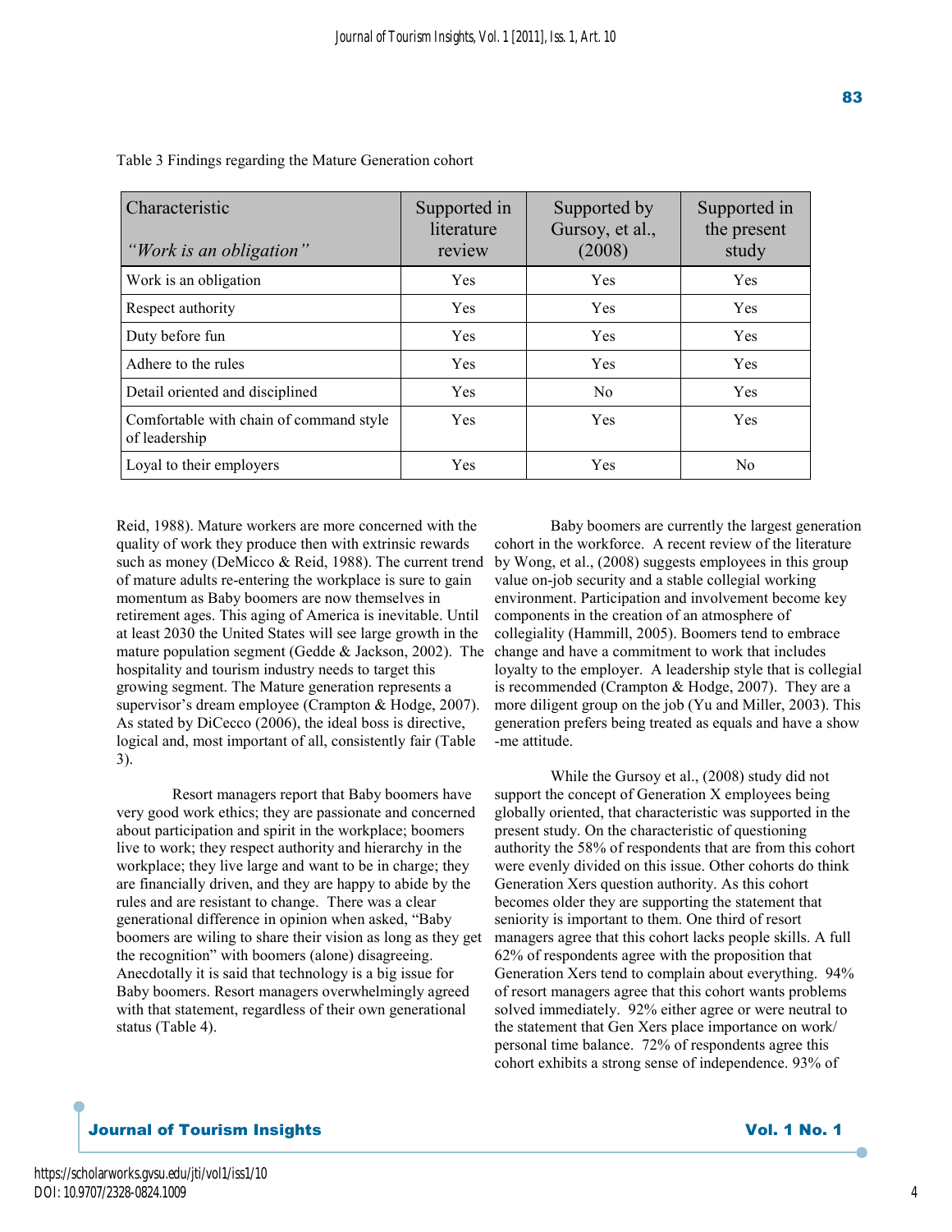Table 3 Findings regarding the Mature Generation cohort

| Characteristic *"Work is an obligation"* | Supported in literature review | Supported by Gursoy, et al., (2008) | Supported in the present study |
|---|---|---|---|
| Work is an obligation | Yes | Yes | Yes |
| Respect authority | Yes | Yes | Yes |
| Duty before fun | Yes | Yes | Yes |
| Adhere to the rules | Yes | Yes | Yes |
| Detail oriented and disciplined | Yes | No | Yes |
| Comfortable with chain of command style of leadership | Yes | Yes | Yes |
| Loyal to their employers | Yes | Yes | No |

Reid, 1988). Mature workers are more concerned with the quality of work they produce then with extrinsic rewards such as money (DeMicco & Reid, 1988). The current trend of mature adults re-entering the workplace is sure to gain momentum as Baby boomers are now themselves in retirement ages. This aging of America is inevitable. Until at least 2030 the United States will see large growth in the mature population segment (Gedde & Jackson, 2002). The hospitality and tourism industry needs to target this growing segment. The Mature generation represents a supervisor's dream employee (Crampton & Hodge, 2007). As stated by DiCecco (2006), the ideal boss is directive, logical and, most important of all, consistently fair (Table 3).

Resort managers report that Baby boomers have very good work ethics; they are passionate and concerned about participation and spirit in the workplace; boomers live to work; they respect authority and hierarchy in the workplace; they live large and want to be in charge; they are financially driven, and they are happy to abide by the rules and are resistant to change. There was a clear generational difference in opinion when asked, "Baby boomers are wiling to share their vision as long as they get the recognition" with boomers (alone) disagreeing. Anecdotally it is said that technology is a big issue for Baby boomers. Resort managers overwhelmingly agreed with that statement, regardless of their own generational status (Table 4).

Baby boomers are currently the largest generation cohort in the workforce. A recent review of the literature by Wong, et al., (2008) suggests employees in this group value on-job security and a stable collegial working environment. Participation and involvement become key components in the creation of an atmosphere of collegiality (Hammill, 2005). Boomers tend to embrace change and have a commitment to work that includes loyalty to the employer. A leadership style that is collegial is recommended (Crampton & Hodge, 2007). They are a more diligent group on the job (Yu and Miller, 2003). This generation prefers being treated as equals and have a show-me attitude.

While the Gursoy et al., (2008) study did not support the concept of Generation X employees being globally oriented, that characteristic was supported in the present study. On the characteristic of questioning authority the 58% of respondents that are from this cohort were evenly divided on this issue. Other cohorts do think Generation Xers question authority. As this cohort becomes older they are supporting the statement that seniority is important to them. One third of resort managers agree that this cohort lacks people skills. A full 62% of respondents agree with the proposition that Generation Xers tend to complain about everything. 94% of resort managers agree that this cohort wants problems solved immediately. 92% either agree or were neutral to the statement that Gen Xers place importance on work/ personal time balance. 72% of respondents agree this cohort exhibits a strong sense of independence. 93% of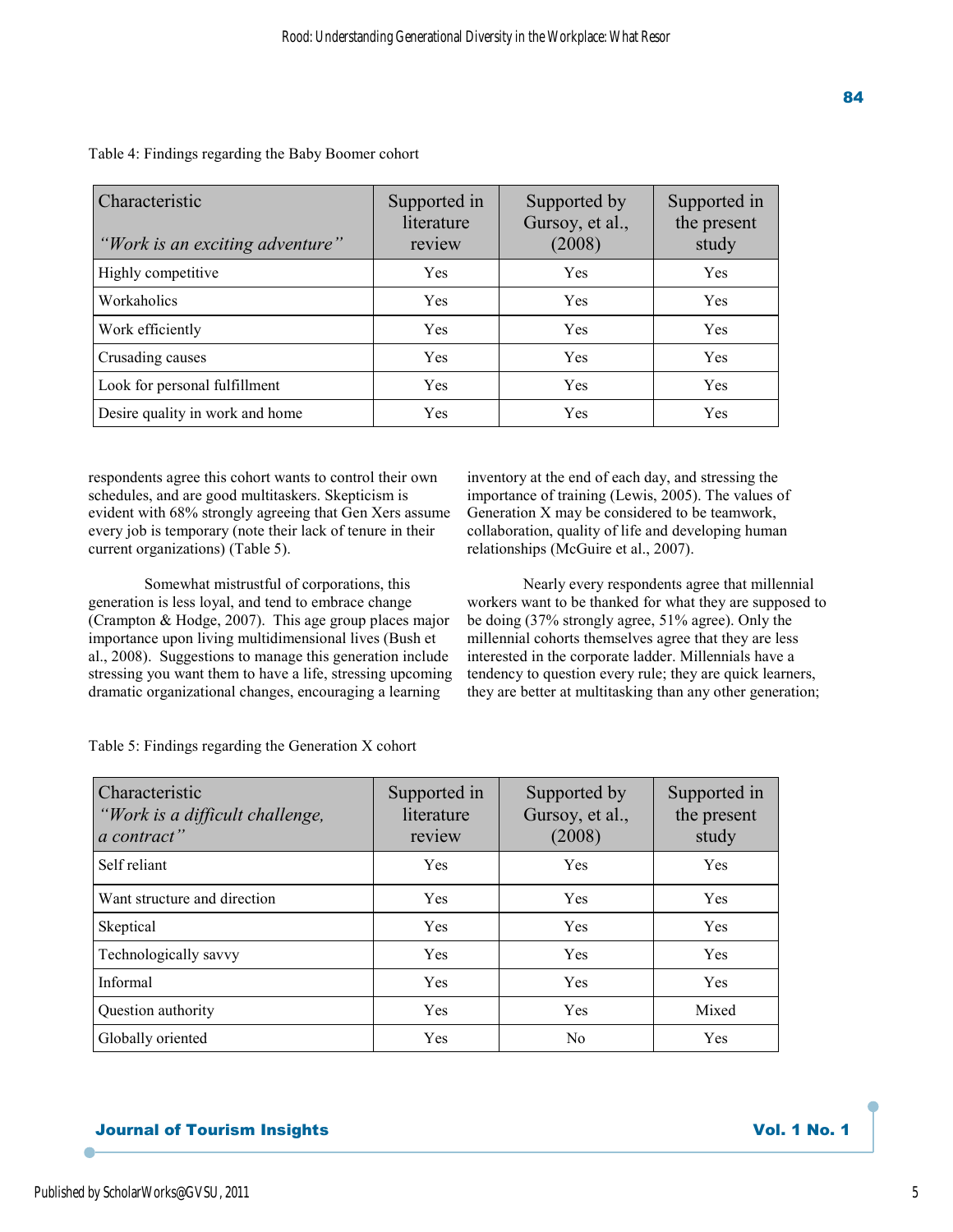Table 4: Findings regarding the Baby Boomer cohort

| Characteristic *"Work is an exciting adventure"* | Supported in literature review | Supported by Gursoy, et al., (2008) | Supported in the present study |
|---|---|---|---|
| Highly competitive | Yes | Yes | Yes |
| Workaholics | Yes | Yes | Yes |
| Work efficiently | Yes | Yes | Yes |
| Crusading causes | Yes | Yes | Yes |
| Look for personal fulfillment | Yes | Yes | Yes |
| Desire quality in work and home | Yes | Yes | Yes |

respondents agree this cohort wants to control their own schedules, and are good multitaskers. Skepticism is evident with 68% strongly agreeing that Gen Xers assume every job is temporary (note their lack of tenure in their current organizations) (Table 5).

Somewhat mistrustful of corporations, this generation is less loyal, and tend to embrace change (Crampton & Hodge, 2007). This age group places major importance upon living multidimensional lives (Bush et al., 2008). Suggestions to manage this generation include stressing you want them to have a life, stressing upcoming dramatic organizational changes, encouraging a learning inventory at the end of each day, and stressing the importance of training (Lewis, 2005). The values of Generation X may be considered to be teamwork, collaboration, quality of life and developing human relationships (McGuire et al., 2007).

Nearly every respondents agree that millennial workers want to be thanked for what they are supposed to be doing (37% strongly agree, 51% agree). Only the millennial cohorts themselves agree that they are less interested in the corporate ladder. Millennials have a tendency to question every rule; they are quick learners, they are better at multitasking than any other generation;

Table 5: Findings regarding the Generation X cohort

| Characteristic *"Work is a difficult challenge, a contract"* | Supported in literature review | Supported by Gursoy, et al., (2008) | Supported in the present study |
|---|---|---|---|
| Self reliant | Yes | Yes | Yes |
| Want structure and direction | Yes | Yes | Yes |
| Skeptical | Yes | Yes | Yes |
| Technologically savvy | Yes | Yes | Yes |
| Informal | Yes | Yes | Yes |
| Question authority | Yes | Yes | Mixed |
| Globally oriented | Yes | No | Yes |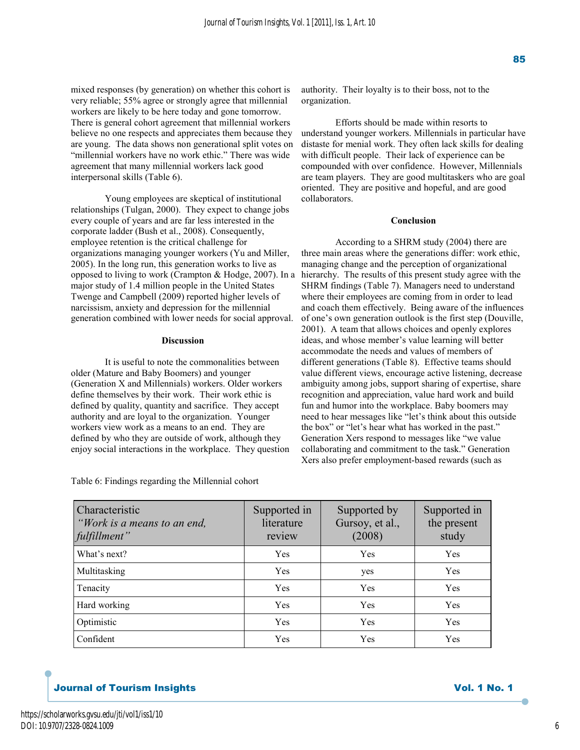mixed responses (by generation) on whether this cohort is very reliable; 55% agree or strongly agree that millennial workers are likely to be here today and gone tomorrow. There is general cohort agreement that millennial workers believe no one respects and appreciates them because they are young. The data shows non generational split votes on "millennial workers have no work ethic." There was wide agreement that many millennial workers lack good interpersonal skills (Table 6).

Young employees are skeptical of institutional relationships (Tulgan, 2000). They expect to change jobs every couple of years and are far less interested in the corporate ladder (Bush et al., 2008). Consequently, employee retention is the critical challenge for organizations managing younger workers (Yu and Miller, 2005). In the long run, this generation works to live as opposed to living to work (Crampton & Hodge, 2007). In a major study of 1.4 million people in the United States Twenge and Campbell (2009) reported higher levels of narcissism, anxiety and depression for the millennial generation combined with lower needs for social approval.

### Discussion

It is useful to note the commonalities between older (Mature and Baby Boomers) and younger (Generation X and Millennials) workers. Older workers define themselves by their work. Their work ethic is defined by quality, quantity and sacrifice. They accept authority and are loyal to the organization. Younger workers view work as a means to an end. They are defined by who they are outside of work, although they enjoy social interactions in the workplace. They question authority. Their loyalty is to their boss, not to the organization.

Efforts should be made within resorts to understand younger workers. Millennials in particular have distaste for menial work. They often lack skills for dealing with difficult people. Their lack of experience can be compounded with over confidence. However, Millennials are team players. They are good multitaskers who are goal oriented. They are positive and hopeful, and are good collaborators.

### Conclusion

According to a SHRM study (2004) there are three main areas where the generations differ: work ethic, managing change and the perception of organizational hierarchy. The results of this present study agree with the SHRM findings (Table 7). Managers need to understand where their employees are coming from in order to lead and coach them effectively. Being aware of the influences of one's own generation outlook is the first step (Douville, 2001). A team that allows choices and openly explores ideas, and whose member's value learning will better accommodate the needs and values of members of different generations (Table 8). Effective teams should value different views, encourage active listening, decrease ambiguity among jobs, support sharing of expertise, share recognition and appreciation, value hard work and build fun and humor into the workplace. Baby boomers may need to hear messages like "let's think about this outside the box" or "let's hear what has worked in the past." Generation Xers respond to messages like "we value collaborating and commitment to the task." Generation Xers also prefer employment-based rewards (such as

Table 6: Findings regarding the Millennial cohort

| Characteristic *"Work is a means to an end, fulfillment"* | Supported in literature review | Supported by Gursoy, et al., (2008) | Supported in the present study |
|---|---|---|---|
| What's next? | Yes | Yes | Yes |
| Multitasking | Yes | yes | Yes |
| Tenacity | Yes | Yes | Yes |
| Hard working | Yes | Yes | Yes |
| Optimistic | Yes | Yes | Yes |
| Confident | Yes | Yes | Yes |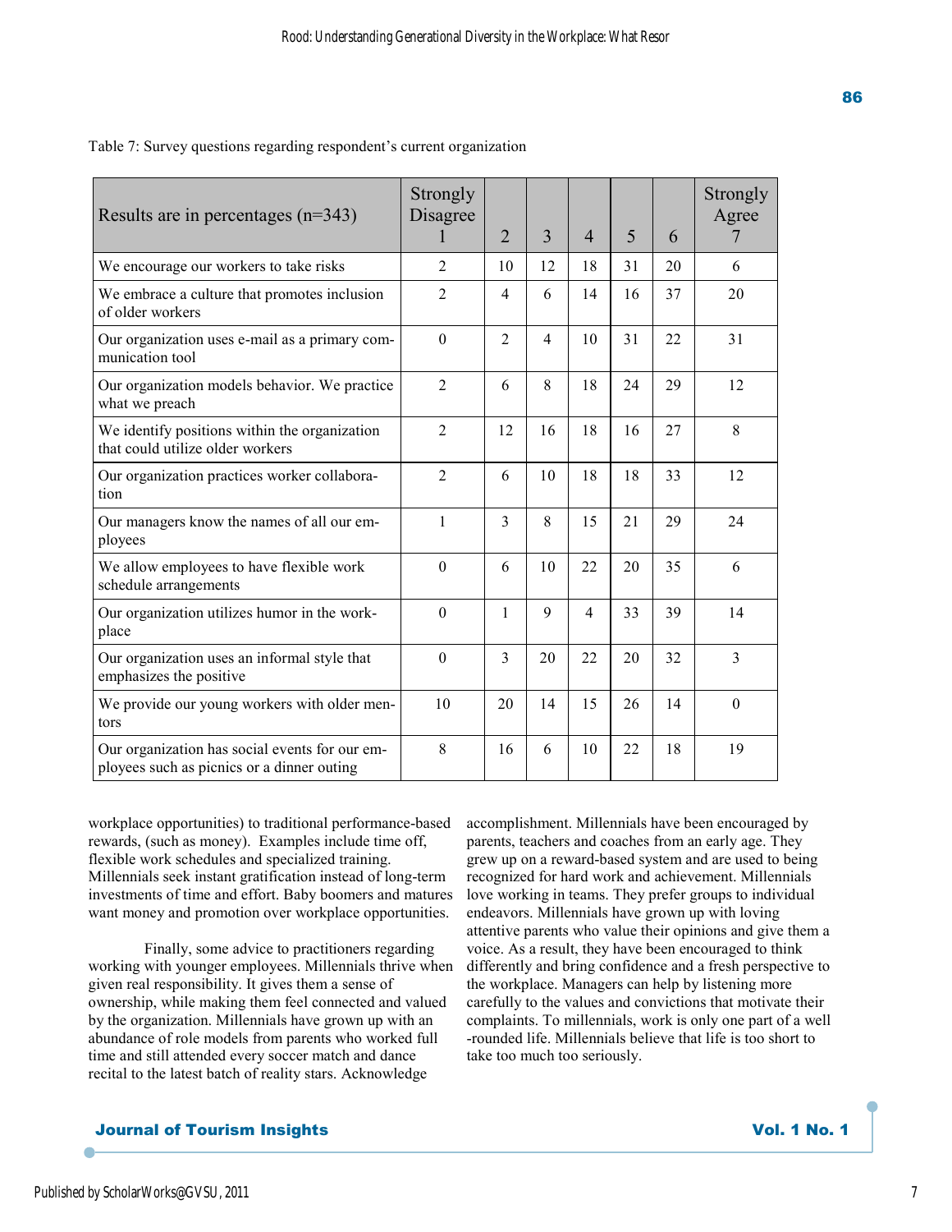Table 7: Survey questions regarding respondent's current organization

| Results are in percentages (n=343) | Strongly Disagree 1 | 2 | 3 | 4 | 5 | 6 | Strongly Agree 7 |
|---|---|---|---|---|---|---|---|
| We encourage our workers to take risks | 2 | 10 | 12 | 18 | 31 | 20 | 6 |
| We embrace a culture that promotes inclusion of older workers | 2 | 4 | 6 | 14 | 16 | 37 | 20 |
| Our organization uses e-mail as a primary communication tool | 0 | 2 | 4 | 10 | 31 | 22 | 31 |
| Our organization models behavior. We practice what we preach | 2 | 6 | 8 | 18 | 24 | 29 | 12 |
| We identify positions within the organization that could utilize older workers | 2 | 12 | 16 | 18 | 16 | 27 | 8 |
| Our organization practices worker collaboration | 2 | 6 | 10 | 18 | 18 | 33 | 12 |
| Our managers know the names of all our employees | 1 | 3 | 8 | 15 | 21 | 29 | 24 |
| We allow employees to have flexible work schedule arrangements | 0 | 6 | 10 | 22 | 20 | 35 | 6 |
| Our organization utilizes humor in the workplace | 0 | 1 | 9 | 4 | 33 | 39 | 14 |
| Our organization uses an informal style that emphasizes the positive | 0 | 3 | 20 | 22 | 20 | 32 | 3 |
| We provide our young workers with older mentors | 10 | 20 | 14 | 15 | 26 | 14 | 0 |
| Our organization has social events for our employees such as picnics or a dinner outing | 8 | 16 | 6 | 10 | 22 | 18 | 19 |

workplace opportunities) to traditional performance-based rewards, (such as money). Examples include time off, flexible work schedules and specialized training. Millennials seek instant gratification instead of long-term investments of time and effort. Baby boomers and matures want money and promotion over workplace opportunities.

Finally, some advice to practitioners regarding working with younger employees. Millennials thrive when given real responsibility. It gives them a sense of ownership, while making them feel connected and valued by the organization. Millennials have grown up with an abundance of role models from parents who worked full time and still attended every soccer match and dance recital to the latest batch of reality stars. Acknowledge accomplishment. Millennials have been encouraged by parents, teachers and coaches from an early age. They grew up on a reward-based system and are used to being recognized for hard work and achievement. Millennials love working in teams. They prefer groups to individual endeavors. Millennials have grown up with loving attentive parents who value their opinions and give them a voice. As a result, they have been encouraged to think differently and bring confidence and a fresh perspective to the workplace. Managers can help by listening more carefully to the values and convictions that motivate their complaints. To millennials, work is only one part of a well-rounded life. Millennials believe that life is too short to take too much too seriously.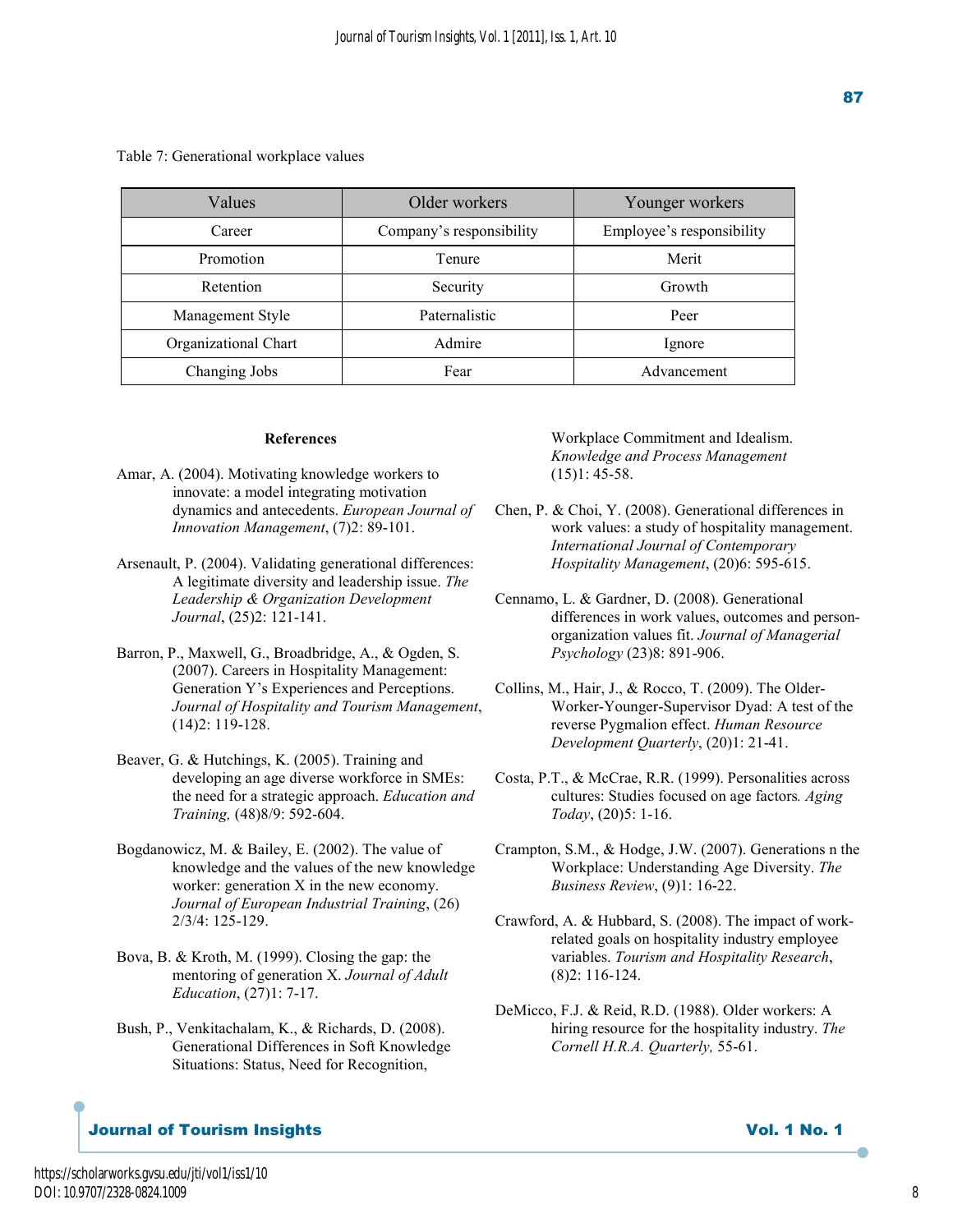Table 7: Generational workplace values

| Values | Older workers | Younger workers |
|---|---|---|
| Career | Company's responsibility | Employee's responsibility |
| Promotion | Tenure | Merit |
| Retention | Security | Growth |
| Management Style | Paternalistic | Peer |
| Organizational Chart | Admire | Ignore |
| Changing Jobs | Fear | Advancement |

**References**

Amar, A. (2004). Motivating knowledge workers to innovate: a model integrating motivation dynamics and antecedents. *European Journal of Innovation Management*, (7)2: 89-101.

Arsenault, P. (2004). Validating generational differences: A legitimate diversity and leadership issue. *The Leadership & Organization Development Journal*, (25)2: 121-141.

Barron, P., Maxwell, G., Broadbridge, A., & Ogden, S. (2007). Careers in Hospitality Management: Generation Y's Experiences and Perceptions. *Journal of Hospitality and Tourism Management*, (14)2: 119-128.

Beaver, G. & Hutchings, K. (2005). Training and developing an age diverse workforce in SMEs: the need for a strategic approach. *Education and Training,* (48)8/9: 592-604.

Bogdanowicz, M. & Bailey, E. (2002). The value of knowledge and the values of the new knowledge worker: generation X in the new economy. *Journal of European Industrial Training*, (26) 2/3/4: 125-129.

Bova, B. & Kroth, M. (1999). Closing the gap: the mentoring of generation X. *Journal of Adult Education*, (27)1: 7-17.

Bush, P., Venkitachalam, K., & Richards, D. (2008). Generational Differences in Soft Knowledge Situations: Status, Need for Recognition, Workplace Commitment and Idealism. *Knowledge and Process Management* (15)1: 45-58.

Chen, P. & Choi, Y. (2008). Generational differences in work values: a study of hospitality management. *International Journal of Contemporary Hospitality Management*, (20)6: 595-615.

Cennamo, L. & Gardner, D. (2008). Generational differences in work values, outcomes and person-organization values fit. *Journal of Managerial Psychology* (23)8: 891-906.

Collins, M., Hair, J., & Rocco, T. (2009). The Older-Worker-Younger-Supervisor Dyad: A test of the reverse Pygmalion effect. *Human Resource Development Quarterly*, (20)1: 21-41.

Costa, P.T., & McCrae, R.R. (1999). Personalities across cultures: Studies focused on age factors*. Aging Today*, (20)5: 1-16.

Crampton, S.M., & Hodge, J.W. (2007). Generations n the Workplace: Understanding Age Diversity. *The Business Review*, (9)1: 16-22.

Crawford, A. & Hubbard, S. (2008). The impact of work-related goals on hospitality industry employee variables. *Tourism and Hospitality Research*, (8)2: 116-124.

DeMicco, F.J. & Reid, R.D. (1988). Older workers: A hiring resource for the hospitality industry. *The Cornell H.R.A. Quarterly,* 55-61.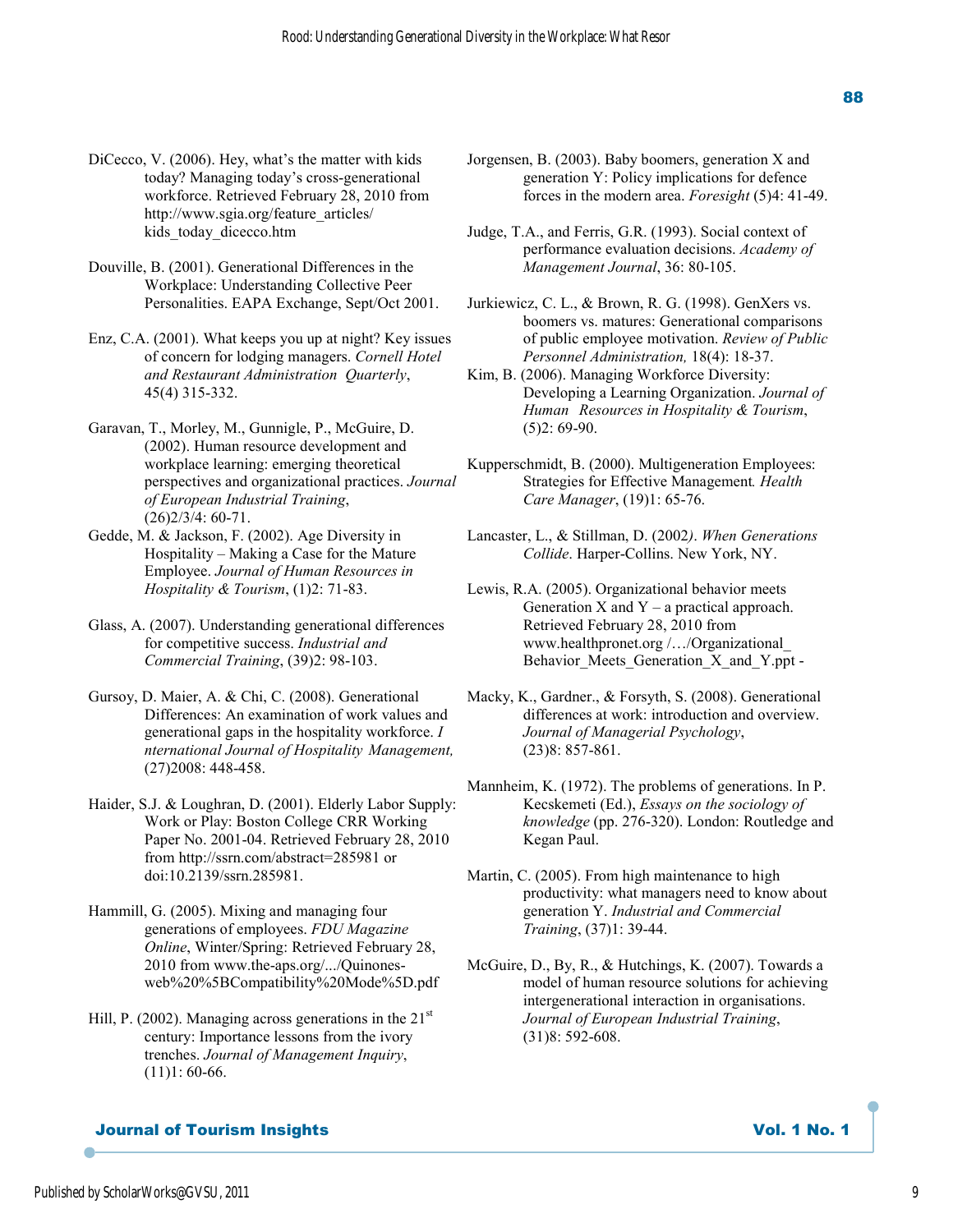DiCecco, V. (2006). Hey, what's the matter with kids today? Managing today's cross-generational workforce. Retrieved February 28, 2010 from http://www.sgia.org/feature_articles/kids_today_dicecco.htm

Douville, B. (2001). Generational Differences in the Workplace: Understanding Collective Peer Personalities. EAPA Exchange, Sept/Oct 2001.

Enz, C.A. (2001). What keeps you up at night? Key issues of concern for lodging managers. *Cornell Hotel and Restaurant Administration Quarterly*, 45(4) 315-332.

Garavan, T., Morley, M., Gunnigle, P., McGuire, D. (2002). Human resource development and workplace learning: emerging theoretical perspectives and organizational practices. *Journal of European Industrial Training*, (26)2/3/4: 60-71.

Gedde, M. & Jackson, F. (2002). Age Diversity in Hospitality – Making a Case for the Mature Employee. *Journal of Human Resources in Hospitality & Tourism*, (1)2: 71-83.

Glass, A. (2007). Understanding generational differences for competitive success. *Industrial and Commercial Training*, (39)2: 98-103.

Gursoy, D. Maier, A. & Chi, C. (2008). Generational Differences: An examination of work values and generational gaps in the hospitality workforce. *I nternational Journal of Hospitality Management,* (27)2008: 448-458.

Haider, S.J. & Loughran, D. (2001). Elderly Labor Supply: Work or Play: Boston College CRR Working Paper No. 2001-04. Retrieved February 28, 2010 from http://ssrn.com/abstract=285981 or doi:10.2139/ssrn.285981.

Hammill, G. (2005). Mixing and managing four generations of employees. *FDU Magazine Online*, Winter/Spring: Retrieved February 28, 2010 from www.the-aps.org/.../Quinones-web%20%5BCompatibility%20Mode%5D.pdf

Hill, P. (2002). Managing across generations in the 21st century: Importance lessons from the ivory trenches. *Journal of Management Inquiry*, (11)1: 60-66.

Jorgensen, B. (2003). Baby boomers, generation X and generation Y: Policy implications for defence forces in the modern area. *Foresight* (5)4: 41-49.

Judge, T.A., and Ferris, G.R. (1993). Social context of performance evaluation decisions. *Academy of Management Journal*, 36: 80-105.

Jurkiewicz, C. L., & Brown, R. G. (1998). GenXers vs. boomers vs. matures: Generational comparisons of public employee motivation. *Review of Public Personnel Administration,* 18(4): 18-37.

Kim, B. (2006). Managing Workforce Diversity: Developing a Learning Organization. *Journal of Human Resources in Hospitality & Tourism*, (5)2: 69-90.

Kupperschmidt, B. (2000). Multigeneration Employees: Strategies for Effective Management*. Health Care Manager*, (19)1: 65-76.

Lancaster, L., & Stillman, D. (2002*). When Generations Collide*. Harper-Collins. New York, NY.

Lewis, R.A. (2005). Organizational behavior meets Generation X and Y – a practical approach. Retrieved February 28, 2010 from www.healthpronet.org /…/Organizational_Behavior_Meets_Generation_X_and_Y.ppt -

Macky, K., Gardner., & Forsyth, S. (2008). Generational differences at work: introduction and overview. *Journal of Managerial Psychology*, (23)8: 857-861.

Mannheim, K. (1972). The problems of generations. In P. Kecskemeti (Ed.), *Essays on the sociology of knowledge* (pp. 276-320). London: Routledge and Kegan Paul.

Martin, C. (2005). From high maintenance to high productivity: what managers need to know about generation Y. *Industrial and Commercial Training*, (37)1: 39-44.

McGuire, D., By, R., & Hutchings, K. (2007). Towards a model of human resource solutions for achieving intergenerational interaction in organisations. *Journal of European Industrial Training*, (31)8: 592-608.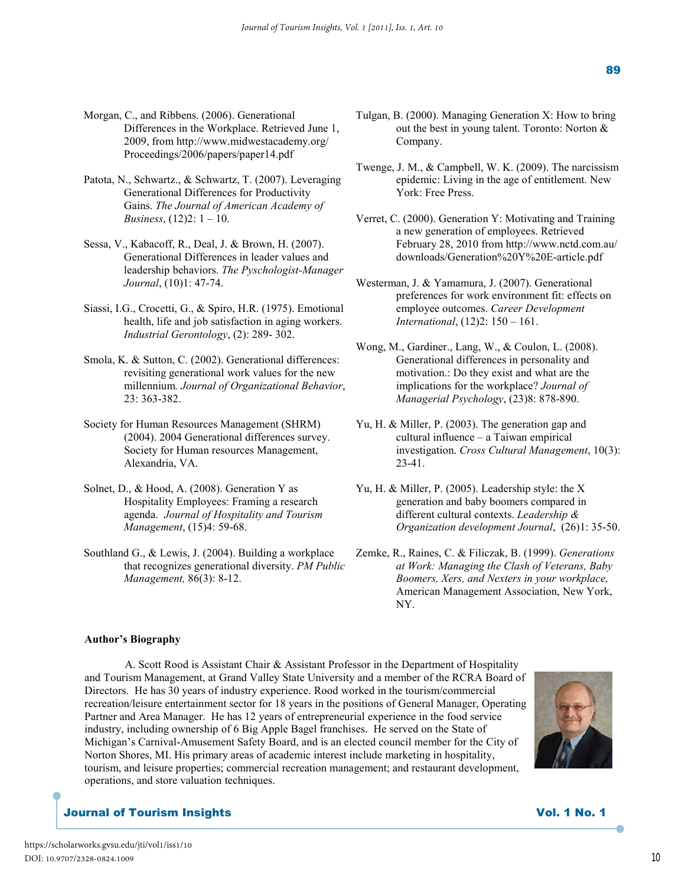Morgan, C., and Ribbens. (2006). Generational Differences in the Workplace. Retrieved June 1, 2009, from http://www.midwestacademy.org/Proceedings/2006/papers/paper14.pdf

Patota, N., Schwartz., & Schwartz, T. (2007). Leveraging Generational Differences for Productivity Gains. *The Journal of American Academy of Business*, (12)2: 1 – 10.

Sessa, V., Kabacoff, R., Deal, J. & Brown, H. (2007). Generational Differences in leader values and leadership behaviors. *The Pyschologist-Manager Journal*, (10)1: 47-74.

Siassi, I.G., Crocetti, G., & Spiro, H.R. (1975). Emotional health, life and job satisfaction in aging workers. *Industrial Gerontology*, (2): 289- 302.

Smola, K. & Sutton, C. (2002). Generational differences: revisiting generational work values for the new millennium. *Journal of Organizational Behavior*, 23: 363-382.

Society for Human Resources Management (SHRM) (2004). 2004 Generational differences survey. Society for Human resources Management, Alexandria, VA.

Solnet, D., & Hood, A. (2008). Generation Y as Hospitality Employees: Framing a research agenda. *Journal of Hospitality and Tourism Management*, (15)4: 59-68.

Southland G., & Lewis, J. (2004). Building a workplace that recognizes generational diversity. *PM Public Management,* 86(3): 8-12.

Tulgan, B. (2000). Managing Generation X: How to bring out the best in young talent. Toronto: Norton & Company.

Twenge, J. M., & Campbell, W. K. (2009). The narcissism epidemic: Living in the age of entitlement. New York: Free Press.

Verret, C. (2000). Generation Y: Motivating and Training a new generation of employees. Retrieved February 28, 2010 from http://www.nctd.com.au/downloads/Generation%20Y%20E-article.pdf

Westerman, J. & Yamamura, J. (2007). Generational preferences for work environment fit: effects on employee outcomes. *Career Development International*, (12)2: 150 – 161.

Wong, M., Gardiner., Lang, W., & Coulon, L. (2008). Generational differences in personality and motivation.: Do they exist and what are the implications for the workplace? *Journal of Managerial Psychology*, (23)8: 878-890.

Yu, H. & Miller, P. (2003). The generation gap and cultural influence – a Taiwan empirical investigation. *Cross Cultural Management*, 10(3): 23-41.

Yu, H. & Miller, P. (2005). Leadership style: the X generation and baby boomers compared in different cultural contexts. *Leadership & Organization development Journal*, (26)1: 35-50.

Zemke, R., Raines, C. & Filiczak, B. (1999). *Generations at Work: Managing the Clash of Veterans, Baby Boomers, Xers, and Nexters in your workplace,* American Management Association, New York, NY.

**Author's Biography**

A. Scott Rood is Assistant Chair & Assistant Professor in the Department of Hospitality and Tourism Management, at Grand Valley State University and a member of the RCRA Board of Directors. He has 30 years of industry experience. Rood worked in the tourism/commercial recreation/leisure entertainment sector for 18 years in the positions of General Manager, Operating Partner and Area Manager. He has 12 years of entrepreneurial experience in the food service industry, including ownership of 6 Big Apple Bagel franchises. He served on the State of Michigan's Carnival-Amusement Safety Board, and is an elected council member for the City of Norton Shores, MI. His primary areas of academic interest include marketing in hospitality, tourism, and leisure properties; commercial recreation management; and restaurant development, operations, and store valuation techniques.